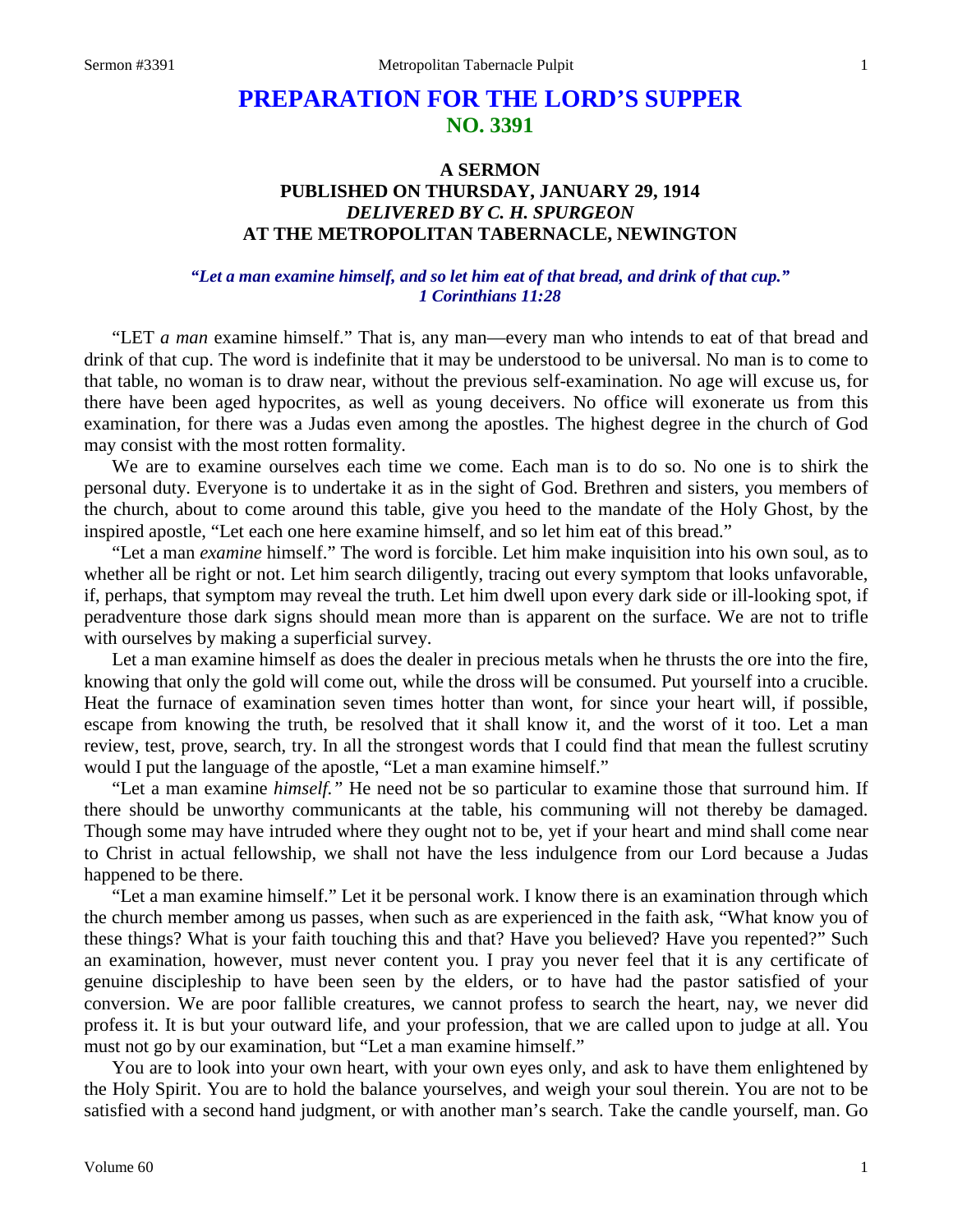# PREPARATION FOR THE LORD'S SUPPER
## NO. 3391

### A SERMON
### PUBLISHED ON THURSDAY, JANUARY 29, 1914
### *DELIVERED BY C. H. SPURGEON*
### AT THE METROPOLITAN TABERNACLE, NEWINGTON

***"Let a man examine himself, and so let him eat of that bread, and drink of that cup." 1 Corinthians 11:28***

"LET *a man* examine himself." That is, any man—every man who intends to eat of that bread and drink of that cup. The word is indefinite that it may be understood to be universal. No man is to come to that table, no woman is to draw near, without the previous self-examination. No age will excuse us, for there have been aged hypocrites, as well as young deceivers. No office will exonerate us from this examination, for there was a Judas even among the apostles. The highest degree in the church of God may consist with the most rotten formality.

We are to examine ourselves each time we come. Each man is to do so. No one is to shirk the personal duty. Everyone is to undertake it as in the sight of God. Brethren and sisters, you members of the church, about to come around this table, give you heed to the mandate of the Holy Ghost, by the inspired apostle, "Let each one here examine himself, and so let him eat of this bread."

"Let a man *examine* himself." The word is forcible. Let him make inquisition into his own soul, as to whether all be right or not. Let him search diligently, tracing out every symptom that looks unfavorable, if, perhaps, that symptom may reveal the truth. Let him dwell upon every dark side or ill-looking spot, if peradventure those dark signs should mean more than is apparent on the surface. We are not to trifle with ourselves by making a superficial survey.

Let a man examine himself as does the dealer in precious metals when he thrusts the ore into the fire, knowing that only the gold will come out, while the dross will be consumed. Put yourself into a crucible. Heat the furnace of examination seven times hotter than wont, for since your heart will, if possible, escape from knowing the truth, be resolved that it shall know it, and the worst of it too. Let a man review, test, prove, search, try. In all the strongest words that I could find that mean the fullest scrutiny would I put the language of the apostle, "Let a man examine himself."

"Let a man examine *himself."* He need not be so particular to examine those that surround him. If there should be unworthy communicants at the table, his communing will not thereby be damaged. Though some may have intruded where they ought not to be, yet if your heart and mind shall come near to Christ in actual fellowship, we shall not have the less indulgence from our Lord because a Judas happened to be there.

"Let a man examine himself." Let it be personal work. I know there is an examination through which the church member among us passes, when such as are experienced in the faith ask, "What know you of these things? What is your faith touching this and that? Have you believed? Have you repented?" Such an examination, however, must never content you. I pray you never feel that it is any certificate of genuine discipleship to have been seen by the elders, or to have had the pastor satisfied of your conversion. We are poor fallible creatures, we cannot profess to search the heart, nay, we never did profess it. It is but your outward life, and your profession, that we are called upon to judge at all. You must not go by our examination, but "Let a man examine himself."

You are to look into your own heart, with your own eyes only, and ask to have them enlightened by the Holy Spirit. You are to hold the balance yourselves, and weigh your soul therein. You are not to be satisfied with a second hand judgment, or with another man's search. Take the candle yourself, man. Go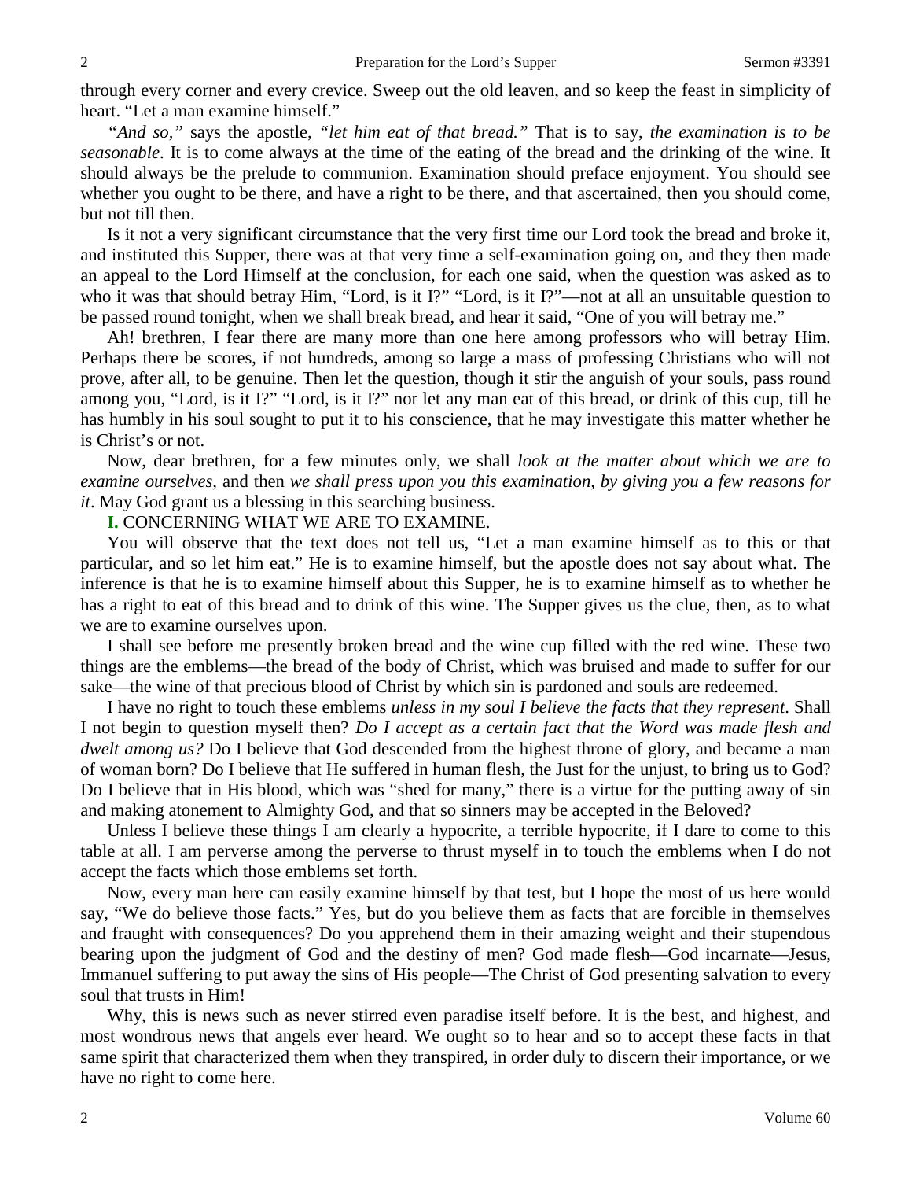through every corner and every crevice. Sweep out the old leaven, and so keep the feast in simplicity of heart. "Let a man examine himself."

*"And so,"* says the apostle, *"let him eat of that bread."* That is to say, *the examination is to be seasonable*. It is to come always at the time of the eating of the bread and the drinking of the wine. It should always be the prelude to communion. Examination should preface enjoyment. You should see whether you ought to be there, and have a right to be there, and that ascertained, then you should come, but not till then.

Is it not a very significant circumstance that the very first time our Lord took the bread and broke it, and instituted this Supper, there was at that very time a self-examination going on, and they then made an appeal to the Lord Himself at the conclusion, for each one said, when the question was asked as to who it was that should betray Him, "Lord, is it I?" "Lord, is it I?"—not at all an unsuitable question to be passed round tonight, when we shall break bread, and hear it said, "One of you will betray me."

Ah! brethren, I fear there are many more than one here among professors who will betray Him. Perhaps there be scores, if not hundreds, among so large a mass of professing Christians who will not prove, after all, to be genuine. Then let the question, though it stir the anguish of your souls, pass round among you, "Lord, is it I?" "Lord, is it I?" nor let any man eat of this bread, or drink of this cup, till he has humbly in his soul sought to put it to his conscience, that he may investigate this matter whether he is Christ's or not.

Now, dear brethren, for a few minutes only, we shall *look at the matter about which we are to examine ourselves,* and then *we shall press upon you this examination, by giving you a few reasons for it*. May God grant us a blessing in this searching business.

**I.** CONCERNING WHAT WE ARE TO EXAMINE.

You will observe that the text does not tell us, "Let a man examine himself as to this or that particular, and so let him eat." He is to examine himself, but the apostle does not say about what. The inference is that he is to examine himself about this Supper, he is to examine himself as to whether he has a right to eat of this bread and to drink of this wine. The Supper gives us the clue, then, as to what we are to examine ourselves upon.

I shall see before me presently broken bread and the wine cup filled with the red wine. These two things are the emblems—the bread of the body of Christ, which was bruised and made to suffer for our sake—the wine of that precious blood of Christ by which sin is pardoned and souls are redeemed.

I have no right to touch these emblems *unless in my soul I believe the facts that they represent*. Shall I not begin to question myself then? *Do I accept as a certain fact that the Word was made flesh and dwelt among us?* Do I believe that God descended from the highest throne of glory, and became a man of woman born? Do I believe that He suffered in human flesh, the Just for the unjust, to bring us to God? Do I believe that in His blood, which was "shed for many," there is a virtue for the putting away of sin and making atonement to Almighty God, and that so sinners may be accepted in the Beloved?

Unless I believe these things I am clearly a hypocrite, a terrible hypocrite, if I dare to come to this table at all. I am perverse among the perverse to thrust myself in to touch the emblems when I do not accept the facts which those emblems set forth.

Now, every man here can easily examine himself by that test, but I hope the most of us here would say, "We do believe those facts." Yes, but do you believe them as facts that are forcible in themselves and fraught with consequences? Do you apprehend them in their amazing weight and their stupendous bearing upon the judgment of God and the destiny of men? God made flesh—God incarnate—Jesus, Immanuel suffering to put away the sins of His people—The Christ of God presenting salvation to every soul that trusts in Him!

Why, this is news such as never stirred even paradise itself before. It is the best, and highest, and most wondrous news that angels ever heard. We ought so to hear and so to accept these facts in that same spirit that characterized them when they transpired, in order duly to discern their importance, or we have no right to come here.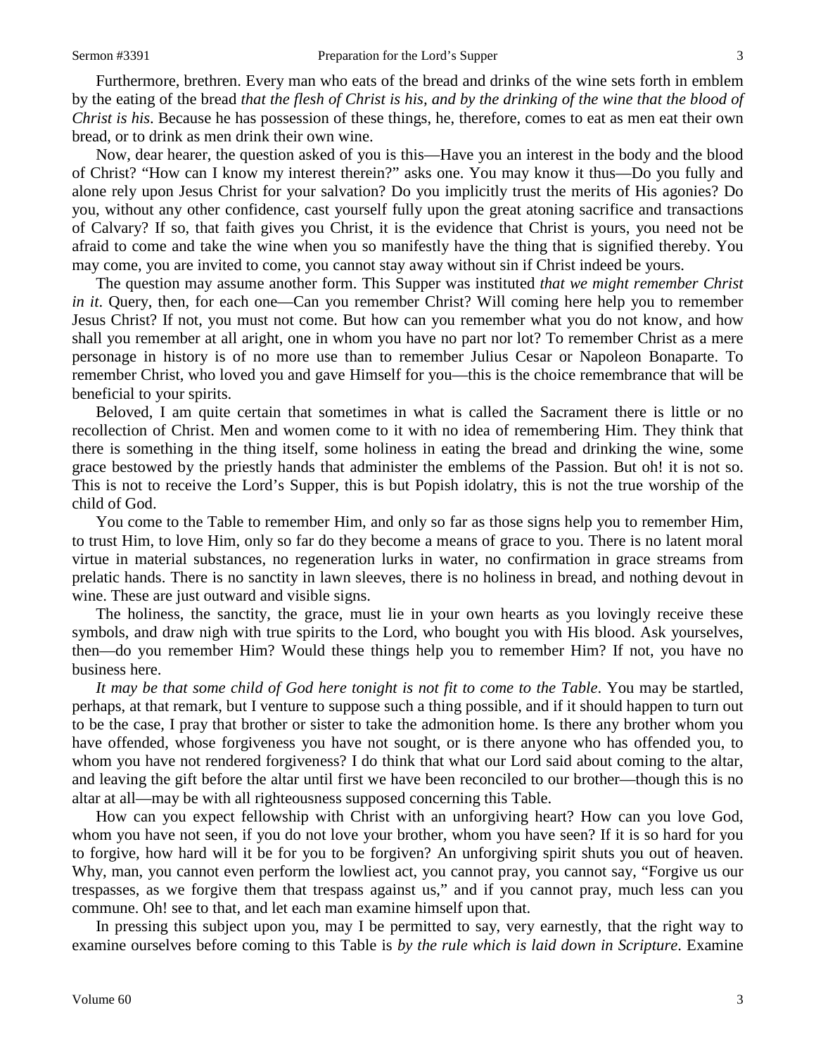Furthermore, brethren. Every man who eats of the bread and drinks of the wine sets forth in emblem by the eating of the bread *that the flesh of Christ is his, and by the drinking of the wine that the blood of Christ is his*. Because he has possession of these things, he, therefore, comes to eat as men eat their own bread, or to drink as men drink their own wine.

Now, dear hearer, the question asked of you is this—Have you an interest in the body and the blood of Christ? "How can I know my interest therein?" asks one. You may know it thus—Do you fully and alone rely upon Jesus Christ for your salvation? Do you implicitly trust the merits of His agonies? Do you, without any other confidence, cast yourself fully upon the great atoning sacrifice and transactions of Calvary? If so, that faith gives you Christ, it is the evidence that Christ is yours, you need not be afraid to come and take the wine when you so manifestly have the thing that is signified thereby. You may come, you are invited to come, you cannot stay away without sin if Christ indeed be yours.

The question may assume another form. This Supper was instituted *that we might remember Christ in it*. Query, then, for each one—Can you remember Christ? Will coming here help you to remember Jesus Christ? If not, you must not come. But how can you remember what you do not know, and how shall you remember at all aright, one in whom you have no part nor lot? To remember Christ as a mere personage in history is of no more use than to remember Julius Cesar or Napoleon Bonaparte. To remember Christ, who loved you and gave Himself for you—this is the choice remembrance that will be beneficial to your spirits.

Beloved, I am quite certain that sometimes in what is called the Sacrament there is little or no recollection of Christ. Men and women come to it with no idea of remembering Him. They think that there is something in the thing itself, some holiness in eating the bread and drinking the wine, some grace bestowed by the priestly hands that administer the emblems of the Passion. But oh! it is not so. This is not to receive the Lord's Supper, this is but Popish idolatry, this is not the true worship of the child of God.

You come to the Table to remember Him, and only so far as those signs help you to remember Him, to trust Him, to love Him, only so far do they become a means of grace to you. There is no latent moral virtue in material substances, no regeneration lurks in water, no confirmation in grace streams from prelatic hands. There is no sanctity in lawn sleeves, there is no holiness in bread, and nothing devout in wine. These are just outward and visible signs.

The holiness, the sanctity, the grace, must lie in your own hearts as you lovingly receive these symbols, and draw nigh with true spirits to the Lord, who bought you with His blood. Ask yourselves, then—do you remember Him? Would these things help you to remember Him? If not, you have no business here.

*It may be that some child of God here tonight is not fit to come to the Table*. You may be startled, perhaps, at that remark, but I venture to suppose such a thing possible, and if it should happen to turn out to be the case, I pray that brother or sister to take the admonition home. Is there any brother whom you have offended, whose forgiveness you have not sought, or is there anyone who has offended you, to whom you have not rendered forgiveness? I do think that what our Lord said about coming to the altar, and leaving the gift before the altar until first we have been reconciled to our brother—though this is no altar at all—may be with all righteousness supposed concerning this Table.

How can you expect fellowship with Christ with an unforgiving heart? How can you love God, whom you have not seen, if you do not love your brother, whom you have seen? If it is so hard for you to forgive, how hard will it be for you to be forgiven? An unforgiving spirit shuts you out of heaven. Why, man, you cannot even perform the lowliest act, you cannot pray, you cannot say, "Forgive us our trespasses, as we forgive them that trespass against us," and if you cannot pray, much less can you commune. Oh! see to that, and let each man examine himself upon that.

In pressing this subject upon you, may I be permitted to say, very earnestly, that the right way to examine ourselves before coming to this Table is *by the rule which is laid down in Scripture*. Examine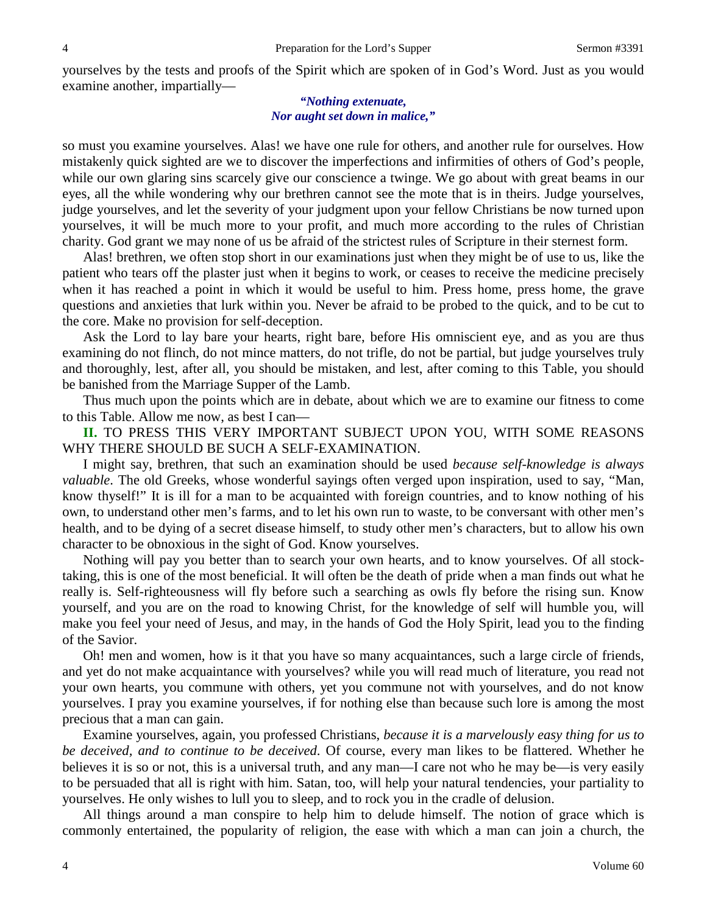yourselves by the tests and proofs of the Spirit which are spoken of in God's Word. Just as you would examine another, impartially—

> ***"Nothing extenuate,***
> ***Nor aught set down in malice,"***

so must you examine yourselves. Alas! we have one rule for others, and another rule for ourselves. How mistakenly quick sighted are we to discover the imperfections and infirmities of others of God's people, while our own glaring sins scarcely give our conscience a twinge. We go about with great beams in our eyes, all the while wondering why our brethren cannot see the mote that is in theirs. Judge yourselves, judge yourselves, and let the severity of your judgment upon your fellow Christians be now turned upon yourselves, it will be much more to your profit, and much more according to the rules of Christian charity. God grant we may none of us be afraid of the strictest rules of Scripture in their sternest form.

Alas! brethren, we often stop short in our examinations just when they might be of use to us, like the patient who tears off the plaster just when it begins to work, or ceases to receive the medicine precisely when it has reached a point in which it would be useful to him. Press home, press home, the grave questions and anxieties that lurk within you. Never be afraid to be probed to the quick, and to be cut to the core. Make no provision for self-deception.

Ask the Lord to lay bare your hearts, right bare, before His omniscient eye, and as you are thus examining do not flinch, do not mince matters, do not trifle, do not be partial, but judge yourselves truly and thoroughly, lest, after all, you should be mistaken, and lest, after coming to this Table, you should be banished from the Marriage Supper of the Lamb.

Thus much upon the points which are in debate, about which we are to examine our fitness to come to this Table. Allow me now, as best I can—

**II.** TO PRESS THIS VERY IMPORTANT SUBJECT UPON YOU, WITH SOME REASONS WHY THERE SHOULD BE SUCH A SELF-EXAMINATION.

I might say, brethren, that such an examination should be used *because self-knowledge is always valuable*. The old Greeks, whose wonderful sayings often verged upon inspiration, used to say, "Man, know thyself!" It is ill for a man to be acquainted with foreign countries, and to know nothing of his own, to understand other men's farms, and to let his own run to waste, to be conversant with other men's health, and to be dying of a secret disease himself, to study other men's characters, but to allow his own character to be obnoxious in the sight of God. Know yourselves.

Nothing will pay you better than to search your own hearts, and to know yourselves. Of all stock-taking, this is one of the most beneficial. It will often be the death of pride when a man finds out what he really is. Self-righteousness will fly before such a searching as owls fly before the rising sun. Know yourself, and you are on the road to knowing Christ, for the knowledge of self will humble you, will make you feel your need of Jesus, and may, in the hands of God the Holy Spirit, lead you to the finding of the Savior.

Oh! men and women, how is it that you have so many acquaintances, such a large circle of friends, and yet do not make acquaintance with yourselves? while you will read much of literature, you read not your own hearts, you commune with others, yet you commune not with yourselves, and do not know yourselves. I pray you examine yourselves, if for nothing else than because such lore is among the most precious that a man can gain.

Examine yourselves, again, you professed Christians, *because it is a marvelously easy thing for us to be deceived, and to continue to be deceived*. Of course, every man likes to be flattered. Whether he believes it is so or not, this is a universal truth, and any man—I care not who he may be—is very easily to be persuaded that all is right with him. Satan, too, will help your natural tendencies, your partiality to yourselves. He only wishes to lull you to sleep, and to rock you in the cradle of delusion.

All things around a man conspire to help him to delude himself. The notion of grace which is commonly entertained, the popularity of religion, the ease with which a man can join a church, the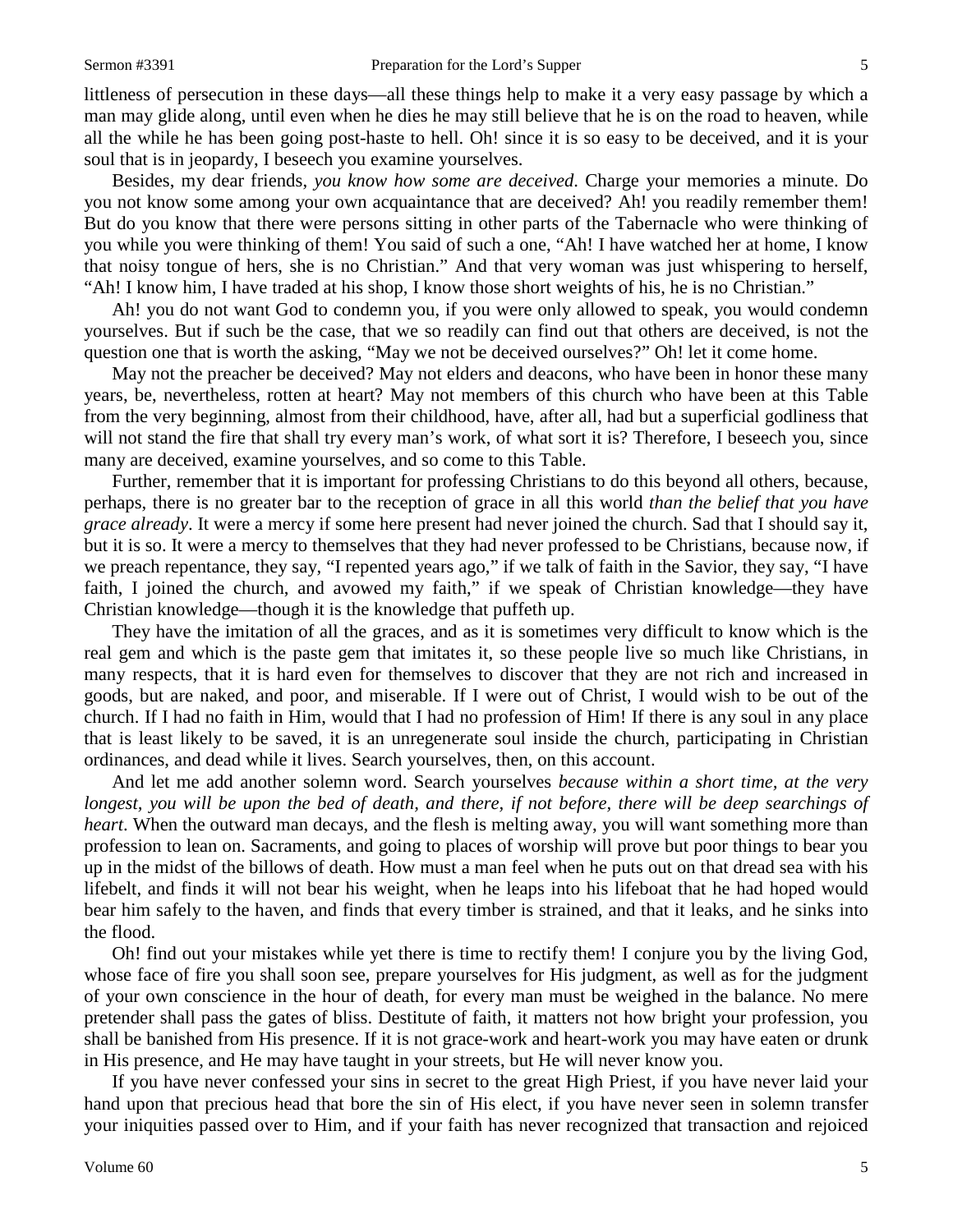littleness of persecution in these days—all these things help to make it a very easy passage by which a man may glide along, until even when he dies he may still believe that he is on the road to heaven, while all the while he has been going post-haste to hell. Oh! since it is so easy to be deceived, and it is your soul that is in jeopardy, I beseech you examine yourselves.

Besides, my dear friends, *you know how some are deceived*. Charge your memories a minute. Do you not know some among your own acquaintance that are deceived? Ah! you readily remember them! But do you know that there were persons sitting in other parts of the Tabernacle who were thinking of you while you were thinking of them! You said of such a one, "Ah! I have watched her at home, I know that noisy tongue of hers, she is no Christian." And that very woman was just whispering to herself, "Ah! I know him, I have traded at his shop, I know those short weights of his, he is no Christian."

Ah! you do not want God to condemn you, if you were only allowed to speak, you would condemn yourselves. But if such be the case, that we so readily can find out that others are deceived, is not the question one that is worth the asking, "May we not be deceived ourselves?" Oh! let it come home.

May not the preacher be deceived? May not elders and deacons, who have been in honor these many years, be, nevertheless, rotten at heart? May not members of this church who have been at this Table from the very beginning, almost from their childhood, have, after all, had but a superficial godliness that will not stand the fire that shall try every man's work, of what sort it is? Therefore, I beseech you, since many are deceived, examine yourselves, and so come to this Table.

Further, remember that it is important for professing Christians to do this beyond all others, because, perhaps, there is no greater bar to the reception of grace in all this world *than the belief that you have grace already*. It were a mercy if some here present had never joined the church. Sad that I should say it, but it is so. It were a mercy to themselves that they had never professed to be Christians, because now, if we preach repentance, they say, "I repented years ago," if we talk of faith in the Savior, they say, "I have faith, I joined the church, and avowed my faith," if we speak of Christian knowledge—they have Christian knowledge—though it is the knowledge that puffeth up.

They have the imitation of all the graces, and as it is sometimes very difficult to know which is the real gem and which is the paste gem that imitates it, so these people live so much like Christians, in many respects, that it is hard even for themselves to discover that they are not rich and increased in goods, but are naked, and poor, and miserable. If I were out of Christ, I would wish to be out of the church. If I had no faith in Him, would that I had no profession of Him! If there is any soul in any place that is least likely to be saved, it is an unregenerate soul inside the church, participating in Christian ordinances, and dead while it lives. Search yourselves, then, on this account.

And let me add another solemn word. Search yourselves *because within a short time, at the very longest, you will be upon the bed of death, and there, if not before, there will be deep searchings of heart*. When the outward man decays, and the flesh is melting away, you will want something more than profession to lean on. Sacraments, and going to places of worship will prove but poor things to bear you up in the midst of the billows of death. How must a man feel when he puts out on that dread sea with his lifebelt, and finds it will not bear his weight, when he leaps into his lifeboat that he had hoped would bear him safely to the haven, and finds that every timber is strained, and that it leaks, and he sinks into the flood.

Oh! find out your mistakes while yet there is time to rectify them! I conjure you by the living God, whose face of fire you shall soon see, prepare yourselves for His judgment, as well as for the judgment of your own conscience in the hour of death, for every man must be weighed in the balance. No mere pretender shall pass the gates of bliss. Destitute of faith, it matters not how bright your profession, you shall be banished from His presence. If it is not grace-work and heart-work you may have eaten or drunk in His presence, and He may have taught in your streets, but He will never know you.

If you have never confessed your sins in secret to the great High Priest, if you have never laid your hand upon that precious head that bore the sin of His elect, if you have never seen in solemn transfer your iniquities passed over to Him, and if your faith has never recognized that transaction and rejoiced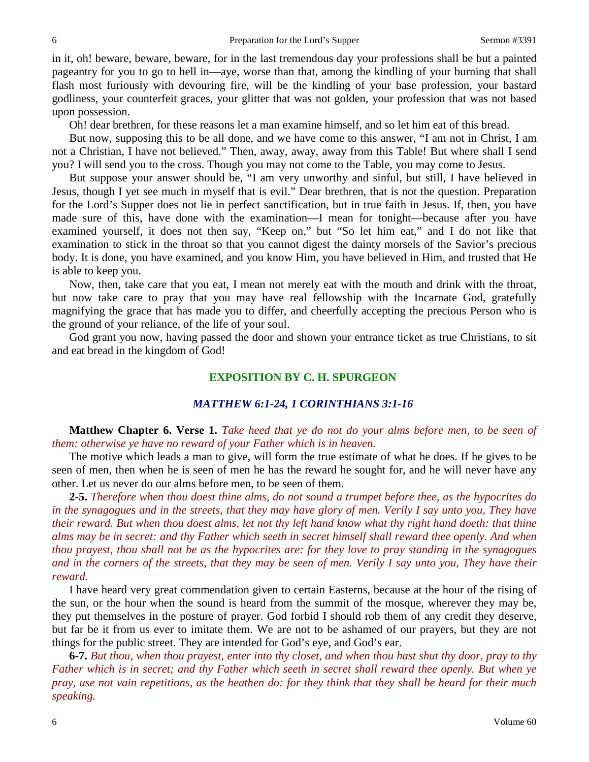in it, oh! beware, beware, beware, for in the last tremendous day your professions shall be but a painted pageantry for you to go to hell in—aye, worse than that, among the kindling of your burning that shall flash most furiously with devouring fire, will be the kindling of your base profession, your bastard godliness, your counterfeit graces, your glitter that was not golden, your profession that was not based upon possession.

Oh! dear brethren, for these reasons let a man examine himself, and so let him eat of this bread.

But now, supposing this to be all done, and we have come to this answer, "I am not in Christ, I am not a Christian, I have not believed." Then, away, away, away from this Table! But where shall I send you? I will send you to the cross. Though you may not come to the Table, you may come to Jesus.

But suppose your answer should be, "I am very unworthy and sinful, but still, I have believed in Jesus, though I yet see much in myself that is evil." Dear brethren, that is not the question. Preparation for the Lord's Supper does not lie in perfect sanctification, but in true faith in Jesus. If, then, you have made sure of this, have done with the examination—I mean for tonight—because after you have examined yourself, it does not then say, "Keep on," but "So let him eat," and I do not like that examination to stick in the throat so that you cannot digest the dainty morsels of the Savior's precious body. It is done, you have examined, and you know Him, you have believed in Him, and trusted that He is able to keep you.

Now, then, take care that you eat, I mean not merely eat with the mouth and drink with the throat, but now take care to pray that you may have real fellowship with the Incarnate God, gratefully magnifying the grace that has made you to differ, and cheerfully accepting the precious Person who is the ground of your reliance, of the life of your soul.

God grant you now, having passed the door and shown your entrance ticket as true Christians, to sit and eat bread in the kingdom of God!

## EXPOSITION BY C. H. SPURGEON

### *MATTHEW 6:1-24, 1 CORINTHIANS 3:1-16*

**Matthew Chapter 6. Verse 1.** *Take heed that ye do not do your alms before men, to be seen of them: otherwise ye have no reward of your Father which is in heaven.*

The motive which leads a man to give, will form the true estimate of what he does. If he gives to be seen of men, then when he is seen of men he has the reward he sought for, and he will never have any other. Let us never do our alms before men, to be seen of them.

**2-5.** *Therefore when thou doest thine alms, do not sound a trumpet before thee, as the hypocrites do in the synagogues and in the streets, that they may have glory of men. Verily I say unto you, They have their reward. But when thou doest alms, let not thy left hand know what thy right hand doeth: that thine alms may be in secret: and thy Father which seeth in secret himself shall reward thee openly. And when thou prayest, thou shall not be as the hypocrites are: for they love to pray standing in the synagogues and in the corners of the streets, that they may be seen of men. Verily I say unto you, They have their reward.*

I have heard very great commendation given to certain Easterns, because at the hour of the rising of the sun, or the hour when the sound is heard from the summit of the mosque, wherever they may be, they put themselves in the posture of prayer. God forbid I should rob them of any credit they deserve, but far be it from us ever to imitate them. We are not to be ashamed of our prayers, but they are not things for the public street. They are intended for God's eye, and God's ear.

**6-7.** *But thou, when thou prayest, enter into thy closet, and when thou hast shut thy door, pray to thy Father which is in secret; and thy Father which seeth in secret shall reward thee openly. But when ye pray, use not vain repetitions, as the heathen do: for they think that they shall be heard for their much speaking.*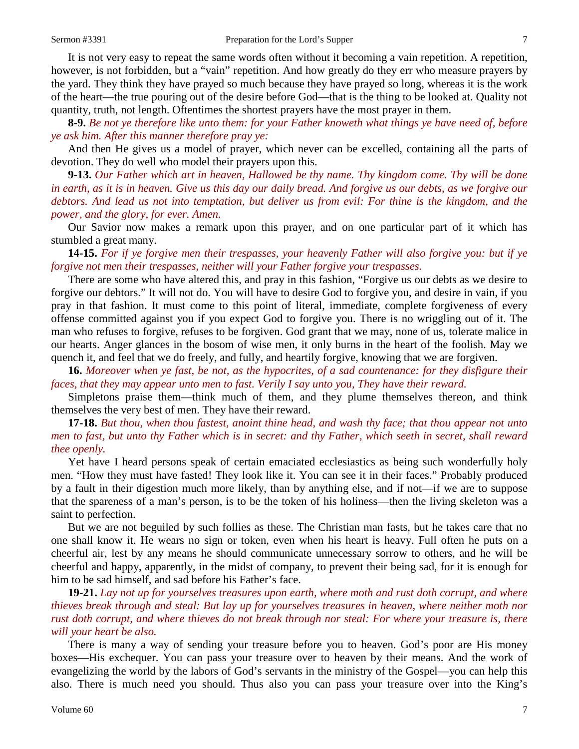It is not very easy to repeat the same words often without it becoming a vain repetition. A repetition, however, is not forbidden, but a "vain" repetition. And how greatly do they err who measure prayers by the yard. They think they have prayed so much because they have prayed so long, whereas it is the work of the heart—the true pouring out of the desire before God—that is the thing to be looked at. Quality not quantity, truth, not length. Oftentimes the shortest prayers have the most prayer in them.

**8-9.** *Be not ye therefore like unto them: for your Father knoweth what things ye have need of, before ye ask him. After this manner therefore pray ye:*

And then He gives us a model of prayer, which never can be excelled, containing all the parts of devotion. They do well who model their prayers upon this.

**9-13.** *Our Father which art in heaven, Hallowed be thy name. Thy kingdom come. Thy will be done in earth, as it is in heaven. Give us this day our daily bread. And forgive us our debts, as we forgive our debtors. And lead us not into temptation, but deliver us from evil: For thine is the kingdom, and the power, and the glory, for ever. Amen.*

Our Savior now makes a remark upon this prayer, and on one particular part of it which has stumbled a great many.

**14-15.** *For if ye forgive men their trespasses, your heavenly Father will also forgive you: but if ye forgive not men their trespasses, neither will your Father forgive your trespasses.*

There are some who have altered this, and pray in this fashion, "Forgive us our debts as we desire to forgive our debtors." It will not do. You will have to desire God to forgive you, and desire in vain, if you pray in that fashion. It must come to this point of literal, immediate, complete forgiveness of every offense committed against you if you expect God to forgive you. There is no wriggling out of it. The man who refuses to forgive, refuses to be forgiven. God grant that we may, none of us, tolerate malice in our hearts. Anger glances in the bosom of wise men, it only burns in the heart of the foolish. May we quench it, and feel that we do freely, and fully, and heartily forgive, knowing that we are forgiven.

**16.** *Moreover when ye fast, be not, as the hypocrites, of a sad countenance: for they disfigure their faces, that they may appear unto men to fast. Verily I say unto you, They have their reward.*

Simpletons praise them—think much of them, and they plume themselves thereon, and think themselves the very best of men. They have their reward.

**17-18.** *But thou, when thou fastest, anoint thine head, and wash thy face; that thou appear not unto men to fast, but unto thy Father which is in secret: and thy Father, which seeth in secret, shall reward thee openly.*

Yet have I heard persons speak of certain emaciated ecclesiastics as being such wonderfully holy men. "How they must have fasted! They look like it. You can see it in their faces." Probably produced by a fault in their digestion much more likely, than by anything else, and if not—if we are to suppose that the spareness of a man's person, is to be the token of his holiness—then the living skeleton was a saint to perfection.

But we are not beguiled by such follies as these. The Christian man fasts, but he takes care that no one shall know it. He wears no sign or token, even when his heart is heavy. Full often he puts on a cheerful air, lest by any means he should communicate unnecessary sorrow to others, and he will be cheerful and happy, apparently, in the midst of company, to prevent their being sad, for it is enough for him to be sad himself, and sad before his Father's face.

**19-21.** *Lay not up for yourselves treasures upon earth, where moth and rust doth corrupt, and where thieves break through and steal: But lay up for yourselves treasures in heaven, where neither moth nor rust doth corrupt, and where thieves do not break through nor steal: For where your treasure is, there will your heart be also.*

There is many a way of sending your treasure before you to heaven. God's poor are His money boxes—His exchequer. You can pass your treasure over to heaven by their means. And the work of evangelizing the world by the labors of God's servants in the ministry of the Gospel—you can help this also. There is much need you should. Thus also you can pass your treasure over into the King's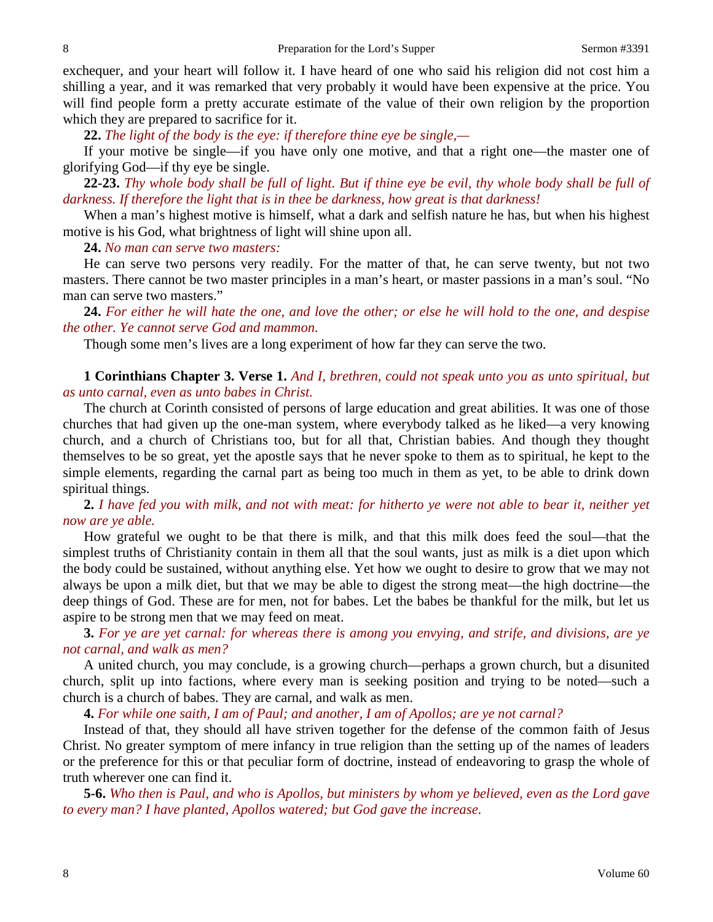exchequer, and your heart will follow it. I have heard of one who said his religion did not cost him a shilling a year, and it was remarked that very probably it would have been expensive at the price. You will find people form a pretty accurate estimate of the value of their own religion by the proportion which they are prepared to sacrifice for it.

**22.** *The light of the body is the eye: if therefore thine eye be single,—*

If your motive be single—if you have only one motive, and that a right one—the master one of glorifying God—if thy eye be single.

**22-23.** *Thy whole body shall be full of light. But if thine eye be evil, thy whole body shall be full of darkness. If therefore the light that is in thee be darkness, how great is that darkness!*

When a man's highest motive is himself, what a dark and selfish nature he has, but when his highest motive is his God, what brightness of light will shine upon all.

**24.** *No man can serve two masters:*

He can serve two persons very readily. For the matter of that, he can serve twenty, but not two masters. There cannot be two master principles in a man's heart, or master passions in a man's soul. "No man can serve two masters."

**24.** *For either he will hate the one, and love the other; or else he will hold to the one, and despise the other. Ye cannot serve God and mammon.*

Though some men's lives are a long experiment of how far they can serve the two.

**1 Corinthians Chapter 3. Verse 1.** *And I, brethren, could not speak unto you as unto spiritual, but as unto carnal, even as unto babes in Christ.*

The church at Corinth consisted of persons of large education and great abilities. It was one of those churches that had given up the one-man system, where everybody talked as he liked—a very knowing church, and a church of Christians too, but for all that, Christian babies. And though they thought themselves to be so great, yet the apostle says that he never spoke to them as to spiritual, he kept to the simple elements, regarding the carnal part as being too much in them as yet, to be able to drink down spiritual things.

**2.** *I have fed you with milk, and not with meat: for hitherto ye were not able to bear it, neither yet now are ye able.*

How grateful we ought to be that there is milk, and that this milk does feed the soul—that the simplest truths of Christianity contain in them all that the soul wants, just as milk is a diet upon which the body could be sustained, without anything else. Yet how we ought to desire to grow that we may not always be upon a milk diet, but that we may be able to digest the strong meat—the high doctrine—the deep things of God. These are for men, not for babes. Let the babes be thankful for the milk, but let us aspire to be strong men that we may feed on meat.

**3.** *For ye are yet carnal: for whereas there is among you envying, and strife, and divisions, are ye not carnal, and walk as men?*

A united church, you may conclude, is a growing church—perhaps a grown church, but a disunited church, split up into factions, where every man is seeking position and trying to be noted—such a church is a church of babes. They are carnal, and walk as men.

**4.** *For while one saith, I am of Paul; and another, I am of Apollos; are ye not carnal?*

Instead of that, they should all have striven together for the defense of the common faith of Jesus Christ. No greater symptom of mere infancy in true religion than the setting up of the names of leaders or the preference for this or that peculiar form of doctrine, instead of endeavoring to grasp the whole of truth wherever one can find it.

**5-6.** *Who then is Paul, and who is Apollos, but ministers by whom ye believed, even as the Lord gave to every man? I have planted, Apollos watered; but God gave the increase.*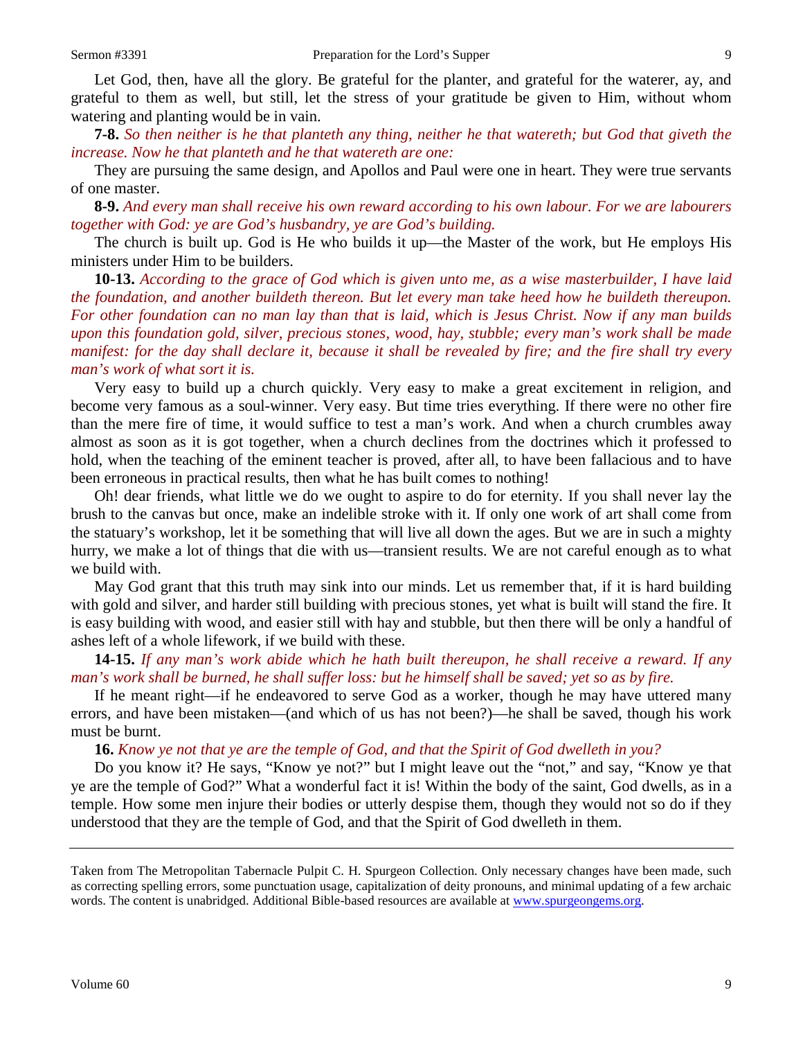Let God, then, have all the glory. Be grateful for the planter, and grateful for the waterer, ay, and grateful to them as well, but still, let the stress of your gratitude be given to Him, without whom watering and planting would be in vain.

**7-8.** *So then neither is he that planteth any thing, neither he that watereth; but God that giveth the increase. Now he that planteth and he that watereth are one:*

They are pursuing the same design, and Apollos and Paul were one in heart. They were true servants of one master.

**8-9.** *And every man shall receive his own reward according to his own labour. For we are labourers together with God: ye are God's husbandry, ye are God's building.*

The church is built up. God is He who builds it up—the Master of the work, but He employs His ministers under Him to be builders.

**10-13.** *According to the grace of God which is given unto me, as a wise masterbuilder, I have laid the foundation, and another buildeth thereon. But let every man take heed how he buildeth thereupon. For other foundation can no man lay than that is laid, which is Jesus Christ. Now if any man builds upon this foundation gold, silver, precious stones, wood, hay, stubble; every man's work shall be made manifest: for the day shall declare it, because it shall be revealed by fire; and the fire shall try every man's work of what sort it is.*

Very easy to build up a church quickly. Very easy to make a great excitement in religion, and become very famous as a soul-winner. Very easy. But time tries everything. If there were no other fire than the mere fire of time, it would suffice to test a man's work. And when a church crumbles away almost as soon as it is got together, when a church declines from the doctrines which it professed to hold, when the teaching of the eminent teacher is proved, after all, to have been fallacious and to have been erroneous in practical results, then what he has built comes to nothing!

Oh! dear friends, what little we do we ought to aspire to do for eternity. If you shall never lay the brush to the canvas but once, make an indelible stroke with it. If only one work of art shall come from the statuary's workshop, let it be something that will live all down the ages. But we are in such a mighty hurry, we make a lot of things that die with us—transient results. We are not careful enough as to what we build with.

May God grant that this truth may sink into our minds. Let us remember that, if it is hard building with gold and silver, and harder still building with precious stones, yet what is built will stand the fire. It is easy building with wood, and easier still with hay and stubble, but then there will be only a handful of ashes left of a whole lifework, if we build with these.

**14-15.** *If any man's work abide which he hath built thereupon, he shall receive a reward. If any man's work shall be burned, he shall suffer loss: but he himself shall be saved; yet so as by fire.*

If he meant right—if he endeavored to serve God as a worker, though he may have uttered many errors, and have been mistaken—(and which of us has not been?)—he shall be saved, though his work must be burnt.

**16.** *Know ye not that ye are the temple of God, and that the Spirit of God dwelleth in you?*

Do you know it? He says, "Know ye not?" but I might leave out the "not," and say, "Know ye that ye are the temple of God?" What a wonderful fact it is! Within the body of the saint, God dwells, as in a temple. How some men injure their bodies or utterly despise them, though they would not so do if they understood that they are the temple of God, and that the Spirit of God dwelleth in them.

---

Taken from The Metropolitan Tabernacle Pulpit C. H. Spurgeon Collection. Only necessary changes have been made, such as correcting spelling errors, some punctuation usage, capitalization of deity pronouns, and minimal updating of a few archaic words. The content is unabridged. Additional Bible-based resources are available at www.spurgeongems.org.